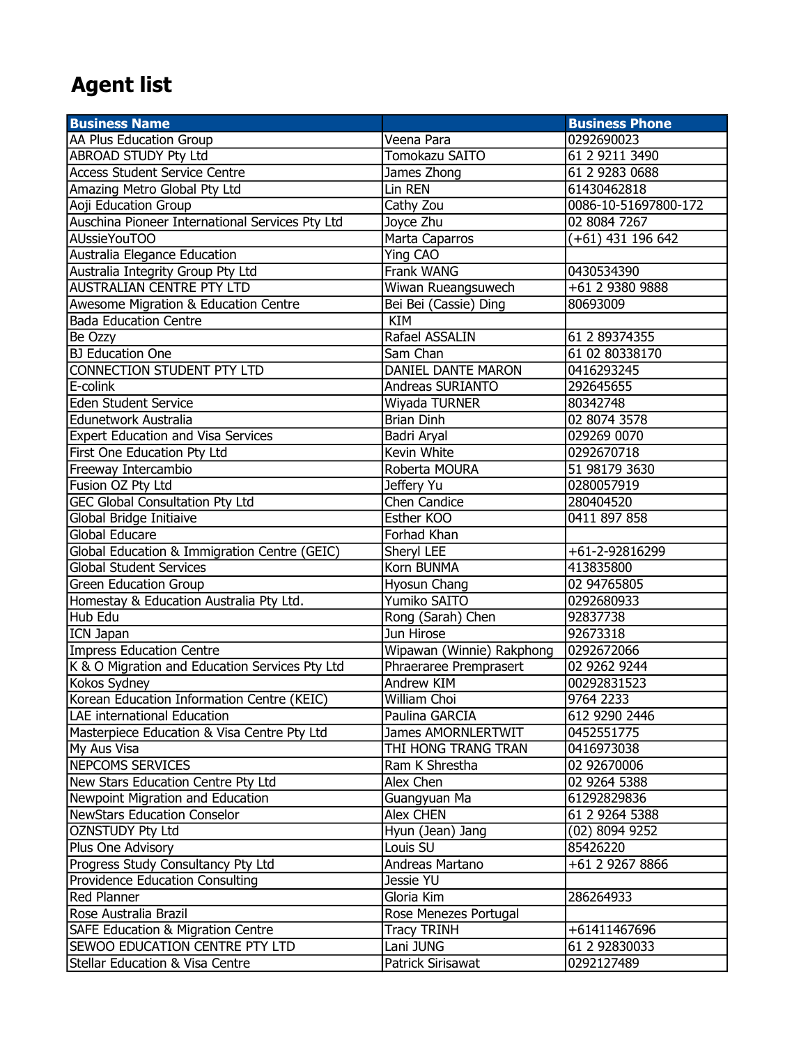# Agent list

| Business Name | | Business Phone |
|---|---|---|
| AA Plus Education Group | Veena Para | 0292690023 |
| ABROAD STUDY Pty Ltd | Tomokazu SAITO | 61 2 9211 3490 |
| Access Student Service Centre | James Zhong | 61 2 9283 0688 |
| Amazing Metro Global Pty Ltd | Lin REN | 61430462818 |
| Aoji Education Group | Cathy Zou | 0086-10-51697800-172 |
| Auschina Pioneer International Services Pty Ltd | Joyce Zhu | 02 8084 7267 |
| AUssieYouTOO | Marta Caparros | (+61) 431 196 642 |
| Australia Elegance Education | Ying CAO | |
| Australia Integrity Group Pty Ltd | Frank WANG | 0430534390 |
| AUSTRALIAN CENTRE PTY LTD | Wiwan Rueangsuwech | +61 2 9380 9888 |
| Awesome Migration & Education Centre | Bei Bei (Cassie) Ding | 80693009 |
| Bada Education Centre | KIM | |
| Be Ozzy | Rafael ASSALIN | 61 2 89374355 |
| BJ Education One | Sam Chan | 61 02 80338170 |
| CONNECTION STUDENT PTY LTD | DANIEL DANTE MARON | 0416293245 |
| E-colink | Andreas SURIANTO | 292645655 |
| Eden Student Service | Wiyada TURNER | 80342748 |
| Edunetwork Australia | Brian Dinh | 02 8074 3578 |
| Expert Education and Visa Services | Badri Aryal | 029269 0070 |
| First One Education Pty Ltd | Kevin White | 0292670718 |
| Freeway Intercambio | Roberta MOURA | 51 98179 3630 |
| Fusion OZ Pty Ltd | Jeffery Yu | 0280057919 |
| GEC Global Consultation Pty Ltd | Chen Candice | 280404520 |
| Global Bridge Initiaive | Esther KOO | 0411 897 858 |
| Global Educare | Forhad Khan | |
| Global Education & Immigration Centre (GEIC) | Sheryl LEE | +61-2-92816299 |
| Global Student Services | Korn BUNMA | 413835800 |
| Green Education Group | Hyosun Chang | 02 94765805 |
| Homestay & Education Australia Pty Ltd. | Yumiko SAITO | 0292680933 |
| Hub Edu | Rong (Sarah) Chen | 92837738 |
| ICN Japan | Jun Hirose | 92673318 |
| Impress Education Centre | Wipawan (Winnie) Rakphong | 0292672066 |
| K & O Migration and Education Services Pty Ltd | Phraeraree Premprasert | 02 9262 9244 |
| Kokos Sydney | Andrew KIM | 00292831523 |
| Korean Education Information Centre (KEIC) | William Choi | 9764 2233 |
| LAE international Education | Paulina GARCIA | 612 9290 2446 |
| Masterpiece Education & Visa Centre Pty Ltd | James AMORNLERTWIT | 0452551775 |
| My Aus Visa | THI HONG TRANG TRAN | 0416973038 |
| NEPCOMS SERVICES | Ram K Shrestha | 02 92670006 |
| New Stars Education Centre Pty Ltd | Alex Chen | 02 9264 5388 |
| Newpoint Migration and Education | Guangyuan Ma | 61292829836 |
| NewStars Education Conselor | Alex CHEN | 61 2 9264 5388 |
| OZNSTUDY Pty Ltd | Hyun (Jean) Jang | (02) 8094 9252 |
| Plus One Advisory | Louis SU | 85426220 |
| Progress Study Consultancy Pty Ltd | Andreas Martano | +61 2 9267 8866 |
| Providence Education Consulting | Jessie YU | |
| Red Planner | Gloria Kim | 286264933 |
| Rose Australia Brazil | Rose Menezes Portugal | |
| SAFE Education & Migration Centre | Tracy TRINH | +61411467696 |
| SEWOO EDUCATION CENTRE PTY LTD | Lani JUNG | 61 2 92830033 |
| Stellar Education & Visa Centre | Patrick Sirisawat | 0292127489 |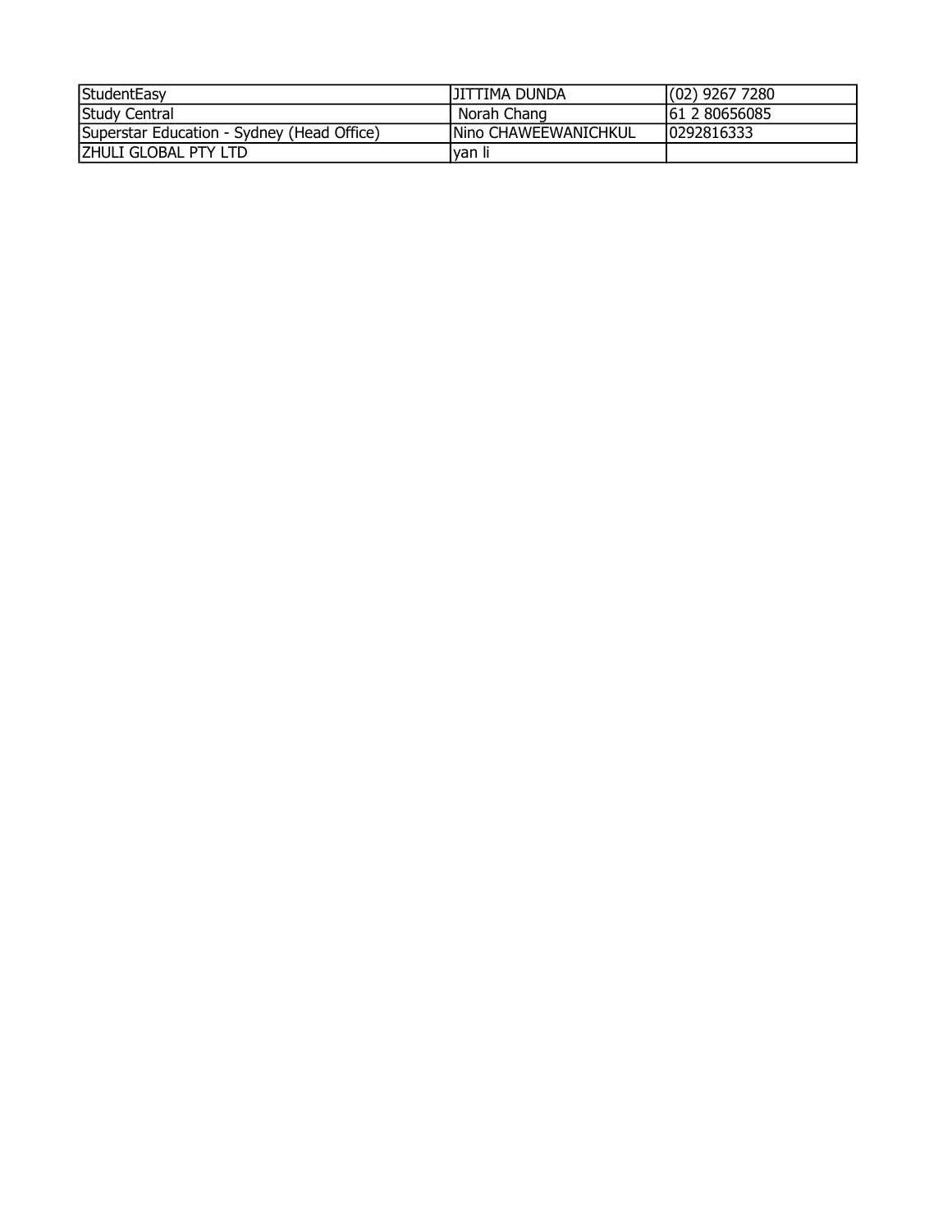| | | |
|---|---|---|
| StudentEasy | JITTIMA DUNDA | (02) 9267 7280 |
| Study Central | Norah Chang | 61 2 80656085 |
| Superstar Education - Sydney (Head Office) | Nino CHAWEEWANICHKUL | 0292816333 |
| ZHULI GLOBAL PTY LTD | yan li | |